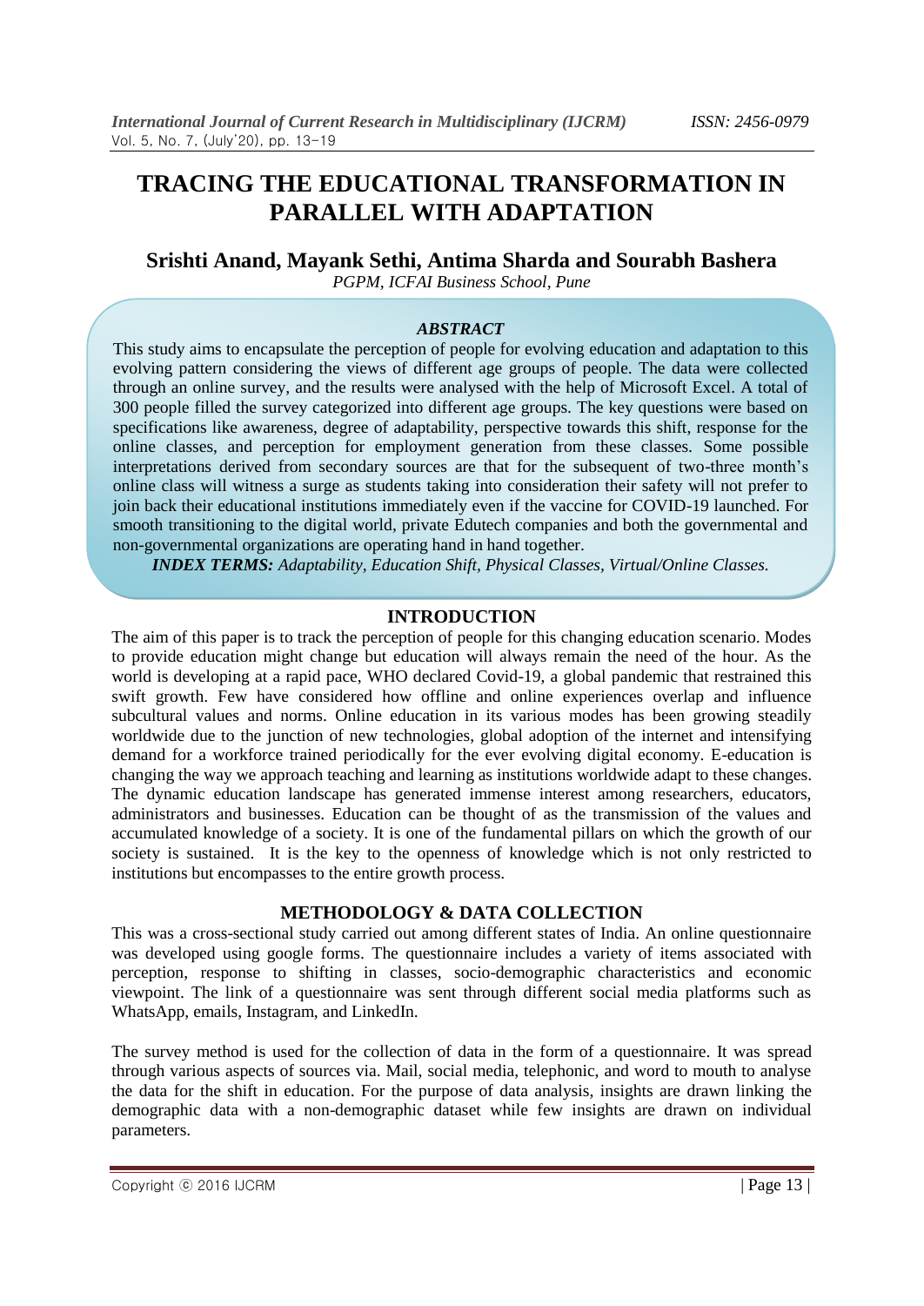# TRACING THE EDUCATIONAL TRANSFORMATION IN PARALLEL WITH ADAPTATION

## Srishti Anand, Mayank Sethi, Antima Sharda and Sourabh Bashera

*PGPM, ICFAI Business School, Pune*

### *ABSTRACT*

This study aims to encapsulate the perception of people for evolving education and adaptation to this evolving pattern considering the views of different age groups of people. The data were collected through an online survey, and the results were analysed with the help of Microsoft Excel. A total of 300 people filled the survey categorized into different age groups. The key questions were based on specifications like awareness, degree of adaptability, perspective towards this shift, response for the online classes, and perception for employment generation from these classes. Some possible interpretations derived from secondary sources are that for the subsequent of two-three month's online class will witness a surge as students taking into consideration their safety will not prefer to join back their educational institutions immediately even if the vaccine for COVID-19 launched. For smooth transitioning to the digital world, private Edutech companies and both the governmental and non-governmental organizations are operating hand in hand together.

***INDEX TERMS:*** *Adaptability, Education Shift, Physical Classes, Virtual/Online Classes.*

### INTRODUCTION

The aim of this paper is to track the perception of people for this changing education scenario. Modes to provide education might change but education will always remain the need of the hour. As the world is developing at a rapid pace, WHO declared Covid-19, a global pandemic that restrained this swift growth. Few have considered how offline and online experiences overlap and influence subcultural values and norms. Online education in its various modes has been growing steadily worldwide due to the junction of new technologies, global adoption of the internet and intensifying demand for a workforce trained periodically for the ever evolving digital economy. E-education is changing the way we approach teaching and learning as institutions worldwide adapt to these changes. The dynamic education landscape has generated immense interest among researchers, educators, administrators and businesses. Education can be thought of as the transmission of the values and accumulated knowledge of a society. It is one of the fundamental pillars on which the growth of our society is sustained. It is the key to the openness of knowledge which is not only restricted to institutions but encompasses to the entire growth process.

### METHODOLOGY & DATA COLLECTION

This was a cross-sectional study carried out among different states of India. An online questionnaire was developed using google forms. The questionnaire includes a variety of items associated with perception, response to shifting in classes, socio-demographic characteristics and economic viewpoint. The link of a questionnaire was sent through different social media platforms such as WhatsApp, emails, Instagram, and LinkedIn.

The survey method is used for the collection of data in the form of a questionnaire. It was spread through various aspects of sources via. Mail, social media, telephonic, and word to mouth to analyse the data for the shift in education. For the purpose of data analysis, insights are drawn linking the demographic data with a non-demographic dataset while few insights are drawn on individual parameters.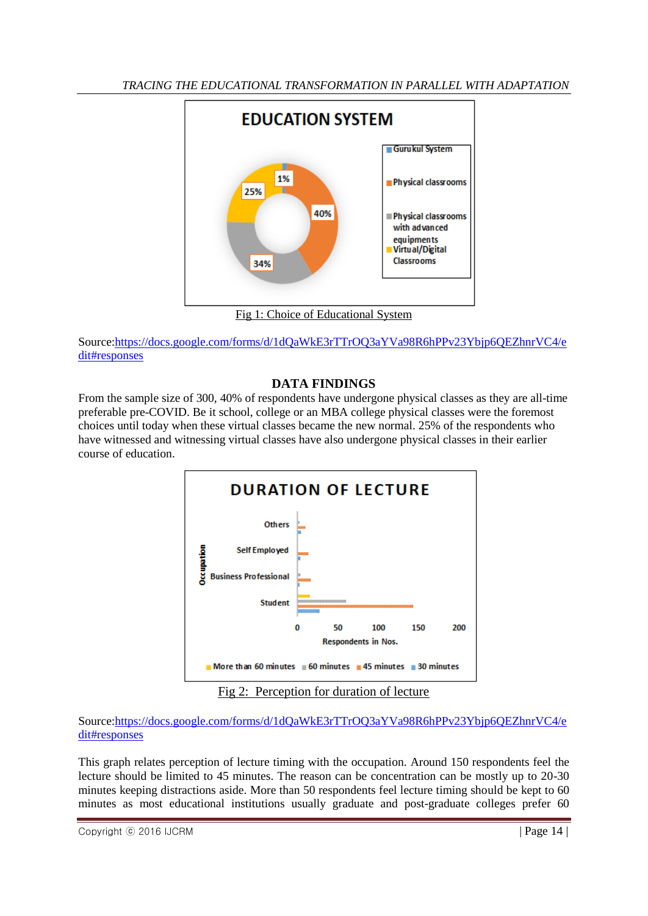Fig 1: Choice of Educational System

Source:[https://docs.google.com/forms/d/1dQaWkE3rTTrOQ3aYVa98R6hPPv23Ybjp6QEZhnrVC4/edit#responses](https://docs.google.com/forms/d/1dQaWkE3rTTrOQ3aYVa98R6hPPv23Ybjp6QEZhnrVC4/edit#responses)

## DATA FINDINGS

From the sample size of 300, 40% of respondents have undergone physical classes as they are all-time preferable pre-COVID. Be it school, college or an MBA college physical classes were the foremost choices until today when these virtual classes became the new normal. 25% of the respondents who have witnessed and witnessing virtual classes have also undergone physical classes in their earlier course of education.

Fig 2: Perception for duration of lecture

Source:[https://docs.google.com/forms/d/1dQaWkE3rTTrOQ3aYVa98R6hPPv23Ybjp6QEZhnrVC4/edit#responses](https://docs.google.com/forms/d/1dQaWkE3rTTrOQ3aYVa98R6hPPv23Ybjp6QEZhnrVC4/edit#responses)

This graph relates perception of lecture timing with the occupation. Around 150 respondents feel the lecture should be limited to 45 minutes. The reason can be concentration can be mostly up to 20-30 minutes keeping distractions aside. More than 50 respondents feel lecture timing should be kept to 60 minutes as most educational institutions usually graduate and post-graduate colleges prefer 60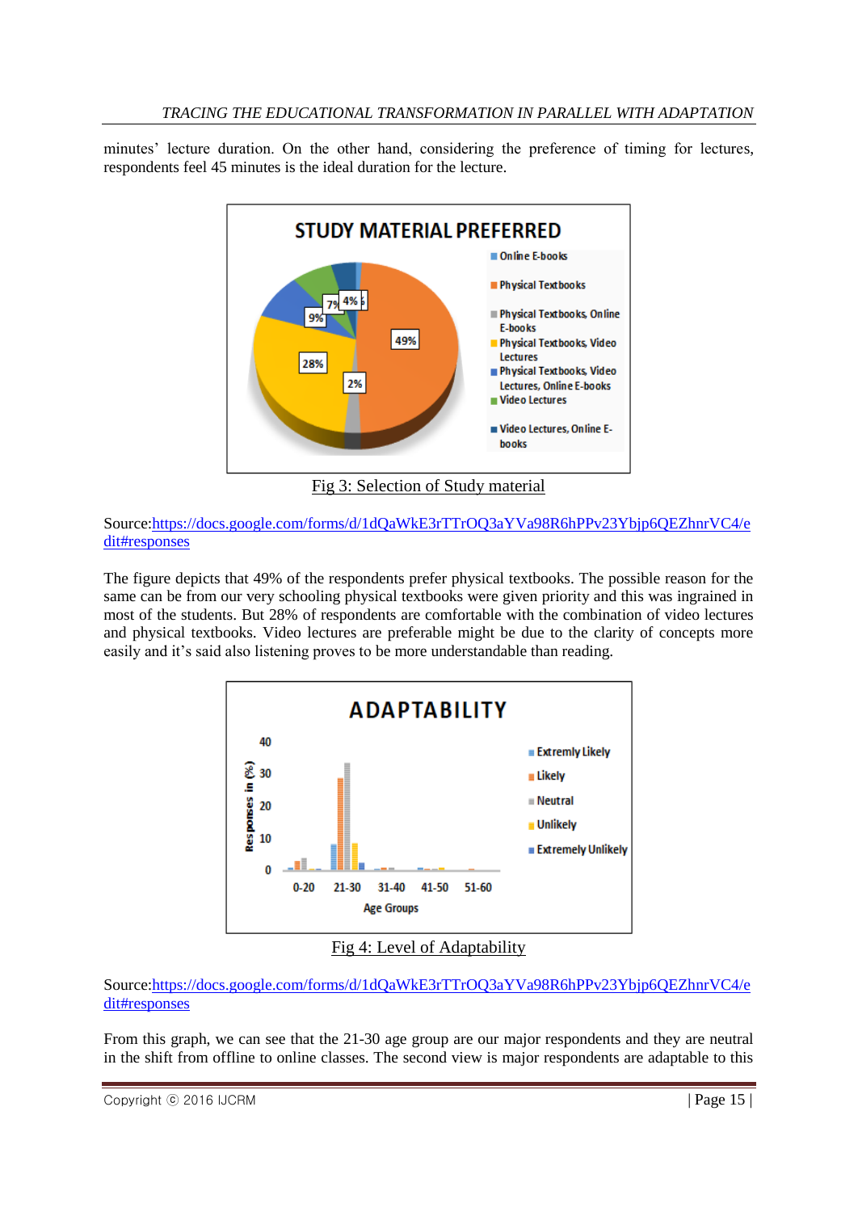minutes' lecture duration. On the other hand, considering the preference of timing for lectures, respondents feel 45 minutes is the ideal duration for the lecture.

Fig 3: Selection of Study material

Source:[https://docs.google.com/forms/d/1dQaWkE3rTTrOQ3aYVa98R6hPPv23Ybjp6QEZhnrVC4/edit#responses](https://docs.google.com/forms/d/1dQaWkE3rTTrOQ3aYVa98R6hPPv23Ybjp6QEZhnrVC4/edit#responses)

The figure depicts that 49% of the respondents prefer physical textbooks. The possible reason for the same can be from our very schooling physical textbooks were given priority and this was ingrained in most of the students. But 28% of respondents are comfortable with the combination of video lectures and physical textbooks. Video lectures are preferable might be due to the clarity of concepts more easily and it's said also listening proves to be more understandable than reading.

Fig 4: Level of Adaptability

Source:[https://docs.google.com/forms/d/1dQaWkE3rTTrOQ3aYVa98R6hPPv23Ybjp6QEZhnrVC4/edit#responses](https://docs.google.com/forms/d/1dQaWkE3rTTrOQ3aYVa98R6hPPv23Ybjp6QEZhnrVC4/edit#responses)

From this graph, we can see that the 21-30 age group are our major respondents and they are neutral in the shift from offline to online classes. The second view is major respondents are adaptable to this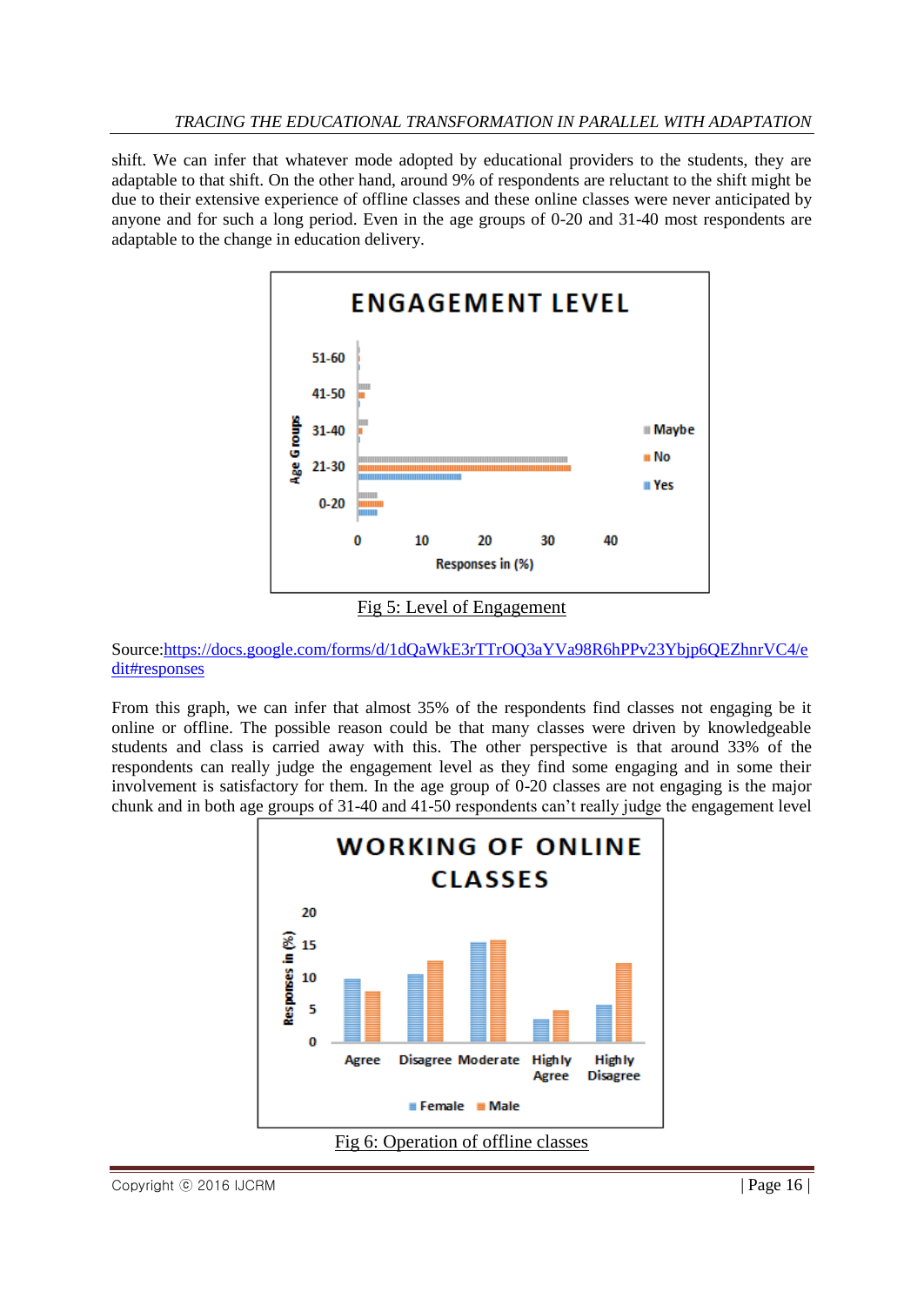shift. We can infer that whatever mode adopted by educational providers to the students, they are adaptable to that shift. On the other hand, around 9% of respondents are reluctant to the shift might be due to their extensive experience of offline classes and these online classes were never anticipated by anyone and for such a long period. Even in the age groups of 0-20 and 31-40 most respondents are adaptable to the change in education delivery.

Fig 5: Level of Engagement

Source:[https://docs.google.com/forms/d/1dQaWkE3rTTrOQ3aYVa98R6hPPv23Ybjp6QEZhnrVC4/edit#responses](https://docs.google.com/forms/d/1dQaWkE3rTTrOQ3aYVa98R6hPPv23Ybjp6QEZhnrVC4/edit#responses)

From this graph, we can infer that almost 35% of the respondents find classes not engaging be it online or offline. The possible reason could be that many classes were driven by knowledgeable students and class is carried away with this. The other perspective is that around 33% of the respondents can really judge the engagement level as they find some engaging and in some their involvement is satisfactory for them. In the age group of 0-20 classes are not engaging is the major chunk and in both age groups of 31-40 and 41-50 respondents can't really judge the engagement level

Fig 6: Operation of offline classes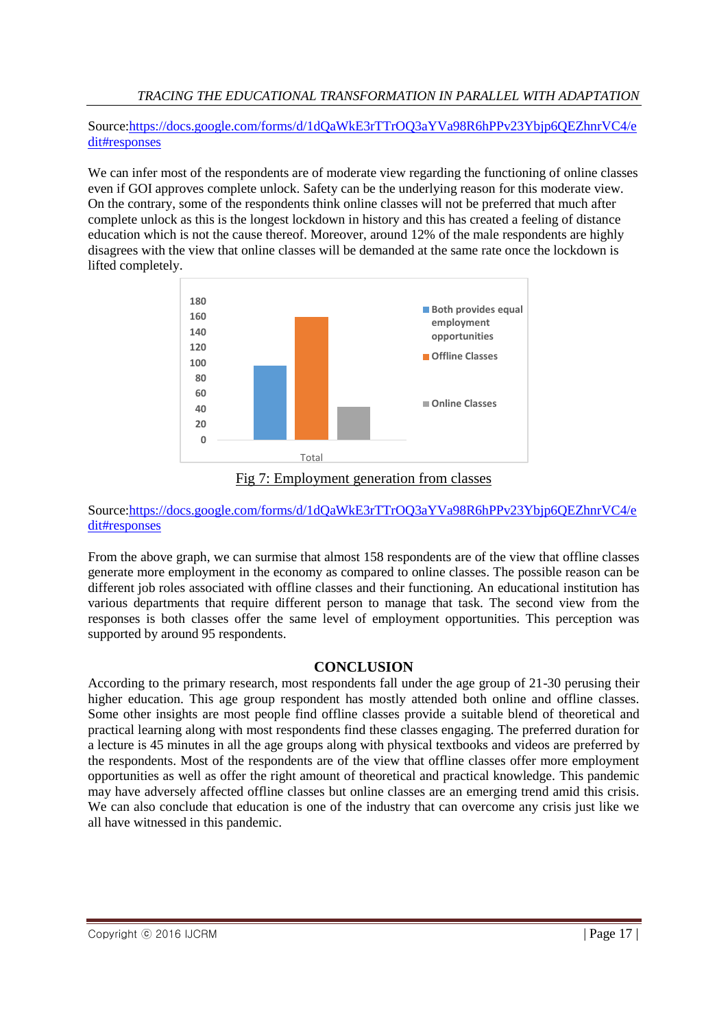Source:[https://docs.google.com/forms/d/1dQaWkE3rTTrOQ3aYVa98R6hPPv23Ybjp6QEZhnrVC4/edit#responses](https://docs.google.com/forms/d/1dQaWkE3rTTrOQ3aYVa98R6hPPv23Ybjp6QEZhnrVC4/edit#responses)

We can infer most of the respondents are of moderate view regarding the functioning of online classes even if GOI approves complete unlock. Safety can be the underlying reason for this moderate view. On the contrary, some of the respondents think online classes will not be preferred that much after complete unlock as this is the longest lockdown in history and this has created a feeling of distance education which is not the cause thereof. Moreover, around 12% of the male respondents are highly disagrees with the view that online classes will be demanded at the same rate once the lockdown is lifted completely.

Fig 7: Employment generation from classes

Source:[https://docs.google.com/forms/d/1dQaWkE3rTTrOQ3aYVa98R6hPPv23Ybjp6QEZhnrVC4/edit#responses](https://docs.google.com/forms/d/1dQaWkE3rTTrOQ3aYVa98R6hPPv23Ybjp6QEZhnrVC4/edit#responses)

From the above graph, we can surmise that almost 158 respondents are of the view that offline classes generate more employment in the economy as compared to online classes. The possible reason can be different job roles associated with offline classes and their functioning. An educational institution has various departments that require different person to manage that task. The second view from the responses is both classes offer the same level of employment opportunities. This perception was supported by around 95 respondents.

## CONCLUSION

According to the primary research, most respondents fall under the age group of 21-30 perusing their higher education. This age group respondent has mostly attended both online and offline classes. Some other insights are most people find offline classes provide a suitable blend of theoretical and practical learning along with most respondents find these classes engaging. The preferred duration for a lecture is 45 minutes in all the age groups along with physical textbooks and videos are preferred by the respondents. Most of the respondents are of the view that offline classes offer more employment opportunities as well as offer the right amount of theoretical and practical knowledge. This pandemic may have adversely affected offline classes but online classes are an emerging trend amid this crisis. We can also conclude that education is one of the industry that can overcome any crisis just like we all have witnessed in this pandemic.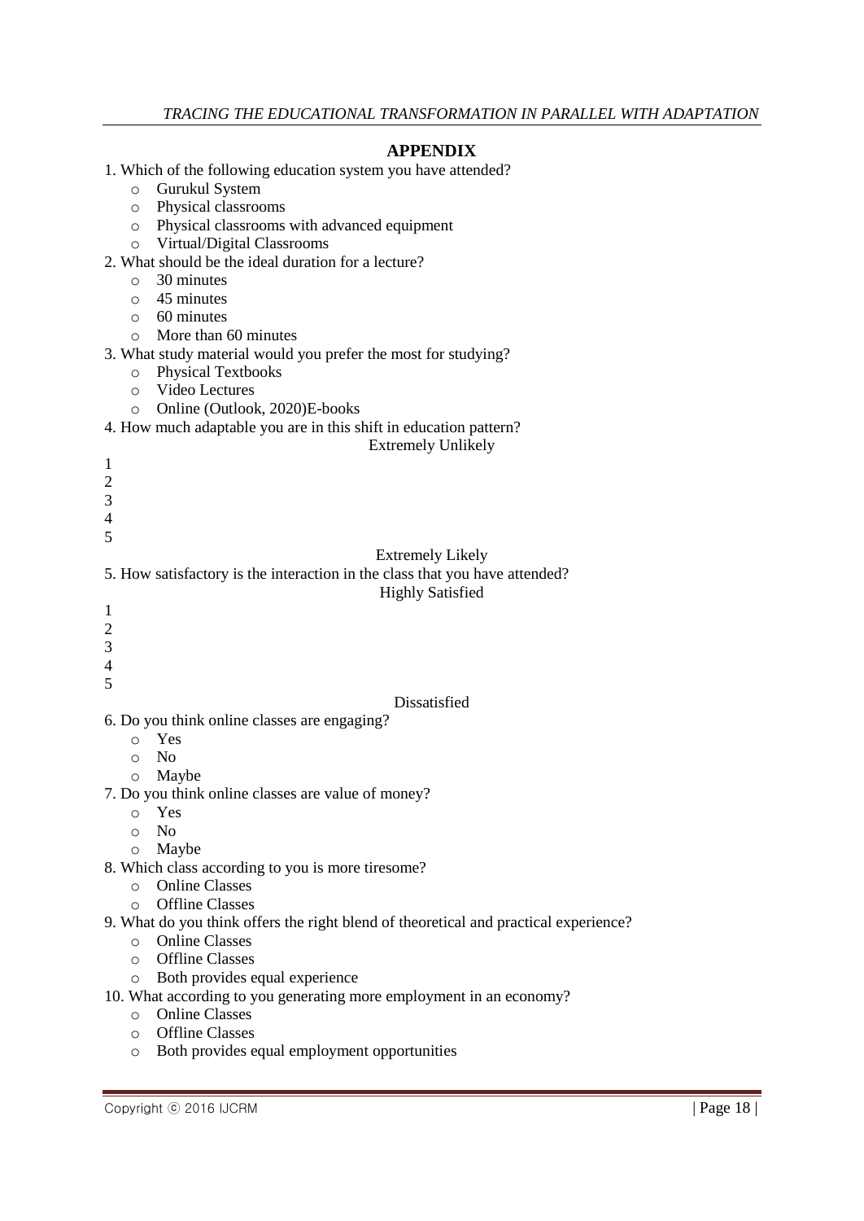## APPENDIX

1. Which of the following education system you have attended?
   - Gurukul System
   - Physical classrooms
   - Physical classrooms with advanced equipment
   - Virtual/Digital Classrooms
2. What should be the ideal duration for a lecture?
   - 30 minutes
   - 45 minutes
   - 60 minutes
   - More than 60 minutes
3. What study material would you prefer the most for studying?
   - Physical Textbooks
   - Video Lectures
   - Online (Outlook, 2020)E-books
4. How much adaptable you are in this shift in education pattern?

   Extremely Unlikely

   1
   2
   3
   4
   5

   Extremely Likely
5. How satisfactory is the interaction in the class that you have attended?

   Highly Satisfied

   1
   2
   3
   4
   5

   Dissatisfied
6. Do you think online classes are engaging?
   - Yes
   - No
   - Maybe
7. Do you think online classes are value of money?
   - Yes
   - No
   - Maybe
8. Which class according to you is more tiresome?
   - Online Classes
   - Offline Classes
9. What do you think offers the right blend of theoretical and practical experience?
   - Online Classes
   - Offline Classes
   - Both provides equal experience
10. What according to you generating more employment in an economy?
    - Online Classes
    - Offline Classes
    - Both provides equal employment opportunities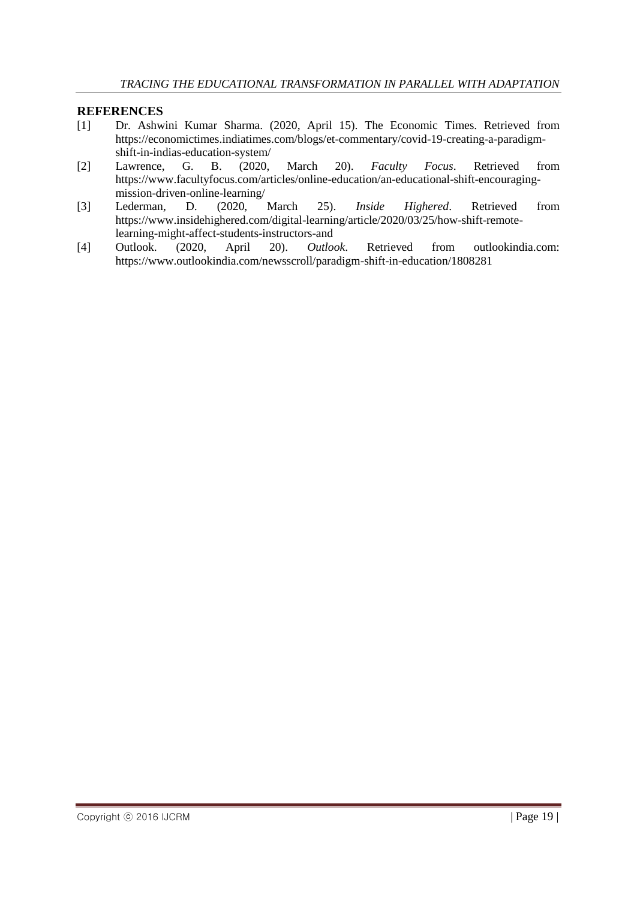## REFERENCES

[1] Dr. Ashwini Kumar Sharma. (2020, April 15). The Economic Times. Retrieved from https://economictimes.indiatimes.com/blogs/et-commentary/covid-19-creating-a-paradigm-shift-in-indias-education-system/

[2] Lawrence, G. B. (2020, March 20). *Faculty Focus*. Retrieved from https://www.facultyfocus.com/articles/online-education/an-educational-shift-encouraging-mission-driven-online-learning/

[3] Lederman, D. (2020, March 25). *Inside Highered*. Retrieved from https://www.insidehighered.com/digital-learning/article/2020/03/25/how-shift-remote-learning-might-affect-students-instructors-and

[4] Outlook. (2020, April 20). *Outlook*. Retrieved from outlookindia.com: https://www.outlookindia.com/newsscroll/paradigm-shift-in-education/1808281